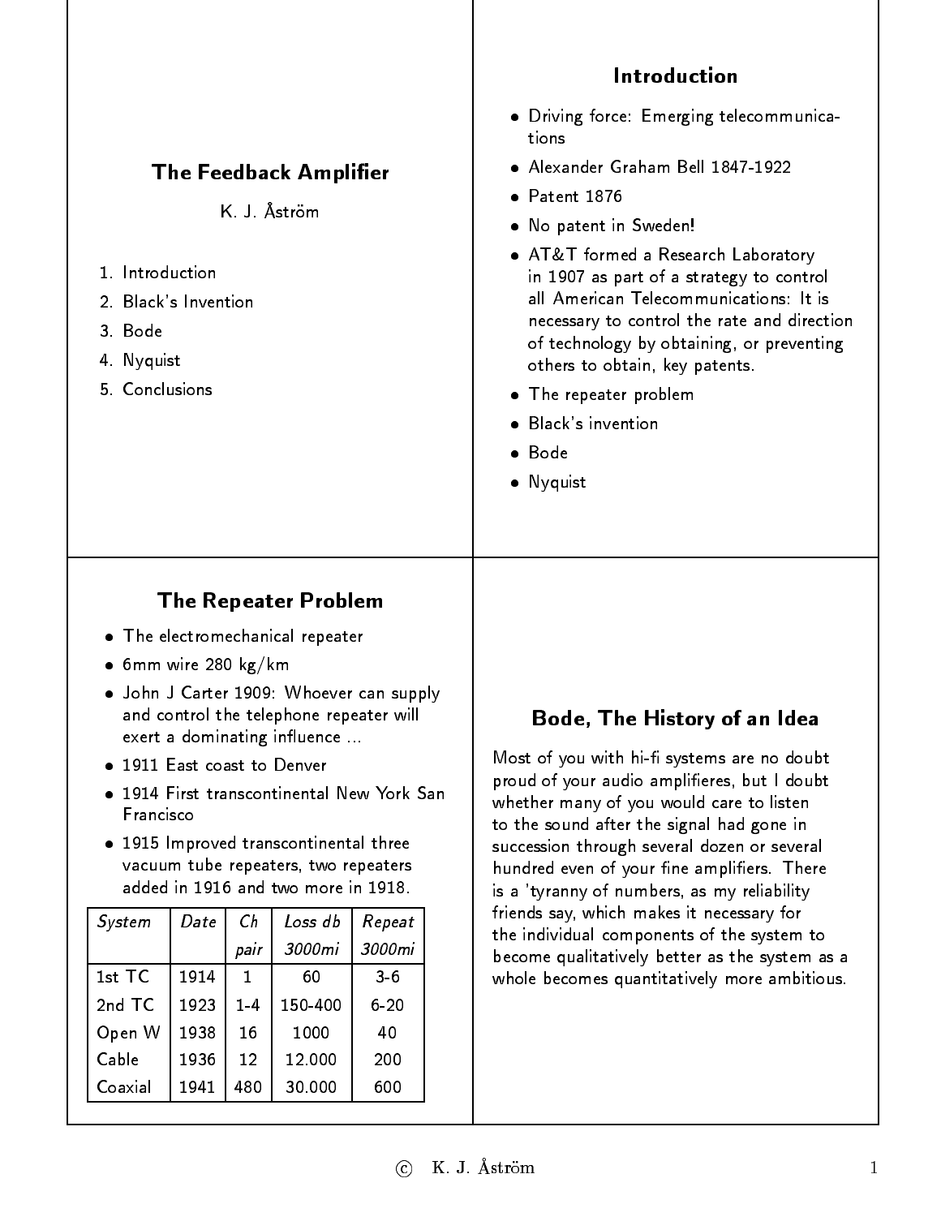# The Feedback Amplifier

K. J. Åström

1. Introduction
2. Black's Invention
3. Bode
4. Nyquist
5. Conclusions

## Introduction

- Driving force: Emerging telecommunications
- Alexander Graham Bell 1847-1922
- Patent 1876
- No patent in Sweden!
- AT&T formed a Research Laboratory in 1907 as part of a strategy to control all American Telecommunications: It is necessary to control the rate and direction of technology by obtaining, or preventing others to obtain, key patents.
- The repeater problem
- Black's invention
- Bode
- Nyquist

## The Repeater Problem

- The electromechanical repeater
- 6mm wire 280 kg/km
- John J Carter 1909: Whoever can supply and control the telephone repeater will exert a dominating influence ...
- 1911 East coast to Denver
- 1914 First transcontinental New York San Francisco
- 1915 Improved transcontinental three vacuum tube repeaters, two repeaters added in 1916 and two more in 1918.

| *System* | *Date* | *Ch pair* | *Loss db 3000mi* | *Repeat 3000mi* |
|---|---|---|---|---|
| 1st TC | 1914 | 1 | 60 | 3-6 |
| 2nd TC | 1923 | 1-4 | 150-400 | 6-20 |
| Open W | 1938 | 16 | 1000 | 40 |
| Cable | 1936 | 12 | 12.000 | 200 |
| Coaxial | 1941 | 480 | 30.000 | 600 |

## Bode, The History of an Idea

Most of you with hi-fi systems are no doubt proud of your audio amplifieres, but I doubt whether many of you would care to listen to the sound after the signal had gone in succession through several dozen or several hundred even of your fine amplifiers. There is a 'tyranny of numbers, as my reliability friends say, which makes it necessary for the individual components of the system to become qualitatively better as the system as a whole becomes quantitatively more ambitious.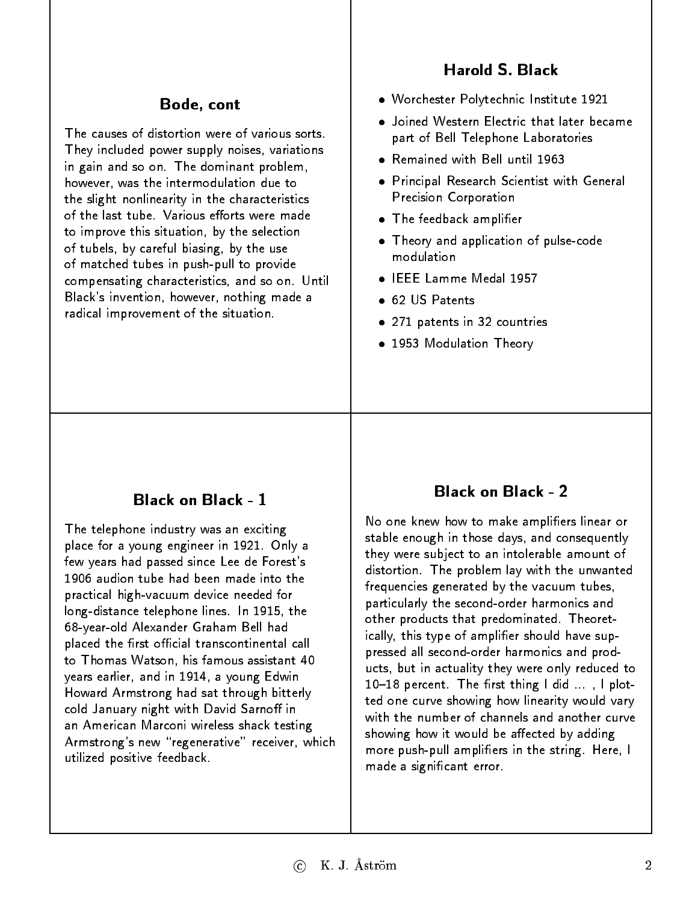## Bode, cont

The causes of distortion were of various sorts. They included power supply noises, variations in gain and so on. The dominant problem, however, was the intermodulation due to the slight nonlinearity in the characteristics of the last tube. Various efforts were made to improve this situation, by the selection of tubels, by careful biasing, by the use of matched tubes in push-pull to provide compensating characteristics, and so on. Until Black's invention, however, nothing made a radical improvement of the situation.

## Harold S. Black

- Worchester Polytechnic Institute 1921
- Joined Western Electric that later became part of Bell Telephone Laboratories
- Remained with Bell until 1963
- Principal Research Scientist with General Precision Corporation
- The feedback amplifier
- Theory and application of pulse-code modulation
- IEEE Lamme Medal 1957
- 62 US Patents
- 271 patents in 32 countries
- 1953 Modulation Theory

## Black on Black - 1

The telephone industry was an exciting place for a young engineer in 1921. Only a few years had passed since Lee de Forest's 1906 audion tube had been made into the practical high-vacuum device needed for long-distance telephone lines. In 1915, the 68-year-old Alexander Graham Bell had placed the first official transcontinental call to Thomas Watson, his famous assistant 40 years earlier, and in 1914, a young Edwin Howard Armstrong had sat through bitterly cold January night with David Sarnoff in an American Marconi wireless shack testing Armstrong's new "regenerative" receiver, which utilized positive feedback.

## Black on Black - 2

No one knew how to make amplifiers linear or stable enough in those days, and consequently they were subject to an intolerable amount of distortion. The problem lay with the unwanted frequencies generated by the vacuum tubes, particularly the second-order harmonics and other products that predominated. Theoretically, this type of amplifier should have suppressed all second-order harmonics and products, but in actuality they were only reduced to 10–18 percent. The first thing I did ... , I plotted one curve showing how linearity would vary with the number of channels and another curve showing how it would be affected by adding more push-pull amplifiers in the string. Here, I made a significant error.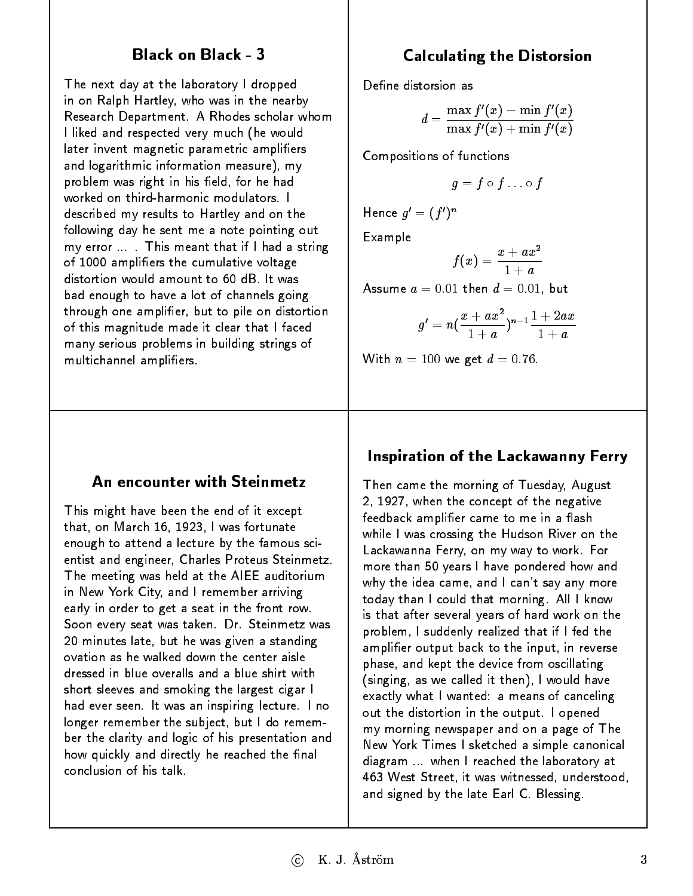## Black on Black - 3

The next day at the laboratory I dropped in on Ralph Hartley, who was in the nearby Research Department. A Rhodes scholar whom I liked and respected very much (he would later invent magnetic parametric amplifiers and logarithmic information measure), my problem was right in his field, for he had worked on third-harmonic modulators. I described my results to Hartley and on the following day he sent me a note pointing out my error ... . This meant that if I had a string of 1000 amplifiers the cumulative voltage distortion would amount to 60 dB. It was bad enough to have a lot of channels going through one amplifier, but to pile on distortion of this magnitude made it clear that I faced many serious problems in building strings of multichannel amplifiers.

## Calculating the Distorsion

Define distorsion as

$$d = \frac{\max f'(x) - \min f'(x)}{\max f'(x) + \min f'(x)}$$

Compositions of functions

$$g = f \circ f \ldots \circ f$$

Hence $g' = (f')^n$

Example

$$f(x) = \frac{x + ax^2}{1 + a}$$

Assume $a = 0.01$ then $d = 0.01$, but

$$g' = n\left(\frac{x + ax^2}{1 + a}\right)^{n-1} \frac{1 + 2ax}{1 + a}$$

With $n = 100$ we get $d = 0.76$.

## An encounter with Steinmetz

This might have been the end of it except that, on March 16, 1923, I was fortunate enough to attend a lecture by the famous scientist and engineer, Charles Proteus Steinmetz. The meeting was held at the AIEE auditorium in New York City, and I remember arriving early in order to get a seat in the front row. Soon every seat was taken. Dr. Steinmetz was 20 minutes late, but he was given a standing ovation as he walked down the center aisle dressed in blue overalls and a blue shirt with short sleeves and smoking the largest cigar I had ever seen. It was an inspiring lecture. I no longer remember the subject, but I do remember the clarity and logic of his presentation and how quickly and directly he reached the final conclusion of his talk.

## Inspiration of the Lackawanny Ferry

Then came the morning of Tuesday, August 2, 1927, when the concept of the negative feedback amplifier came to me in a flash while I was crossing the Hudson River on the Lackawanna Ferry, on my way to work. For more than 50 years I have pondered how and why the idea came, and I can't say any more today than I could that morning. All I know is that after several years of hard work on the problem, I suddenly realized that if I fed the amplifier output back to the input, in reverse phase, and kept the device from oscillating (singing, as we called it then), I would have exactly what I wanted: a means of canceling out the distortion in the output. I opened my morning newspaper and on a page of The New York Times I sketched a simple canonical diagram ... when I reached the laboratory at 463 West Street, it was witnessed, understood, and signed by the late Earl C. Blessing.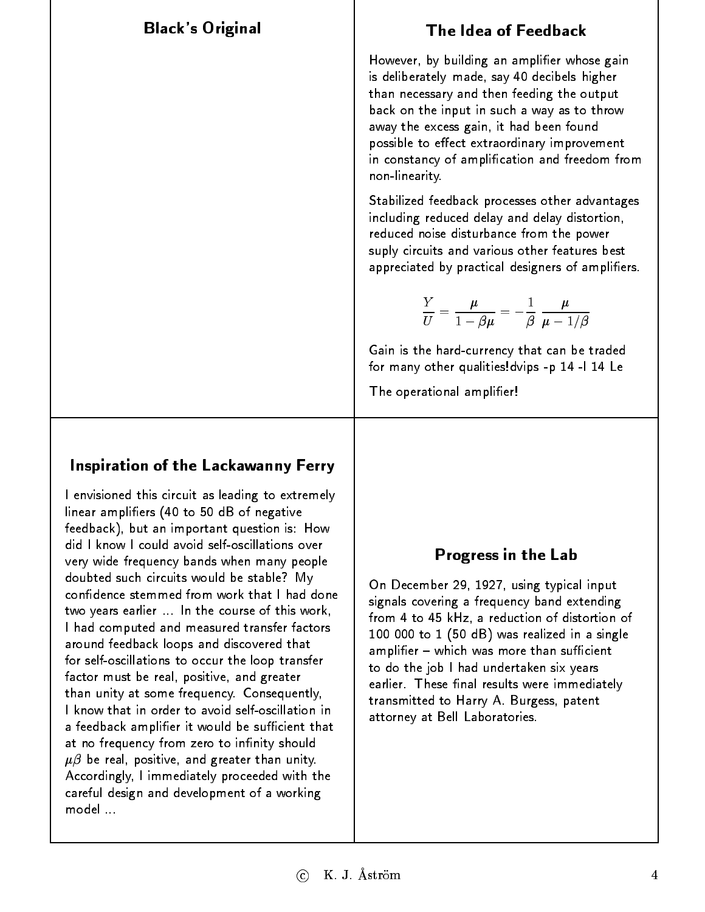## Black's Original

## The Idea of Feedback

However, by building an amplifier whose gain is deliberately made, say 40 decibels higher than necessary and then feeding the output back on the input in such a way as to throw away the excess gain, it had been found possible to effect extraordinary improvement in constancy of amplification and freedom from non-linearity.

Stabilized feedback processes other advantages including reduced delay and delay distortion, reduced noise disturbance from the power suply circuits and various other features best appreciated by practical designers of amplifiers.

$$\frac{Y}{U} = \frac{\mu}{1 - \beta\mu} = -\frac{1}{\beta}\,\frac{\mu}{\mu - 1/\beta}$$

Gain is the hard-currency that can be traded for many other qualities!dvips -p 14 -l 14 Le

The operational amplifier!

## Inspiration of the Lackawanny Ferry

I envisioned this circuit as leading to extremely linear amplifiers (40 to 50 dB of negative feedback), but an important question is: How did I know I could avoid self-oscillations over very wide frequency bands when many people doubted such circuits would be stable? My confidence stemmed from work that I had done two years earlier ... In the course of this work, I had computed and measured transfer factors around feedback loops and discovered that for self-oscillations to occur the loop transfer factor must be real, positive, and greater than unity at some frequency. Consequently, I know that in order to avoid self-oscillation in a feedback amplifier it would be sufficient that at no frequency from zero to infinity should $\mu\beta$ be real, positive, and greater than unity. Accordingly, I immediately proceeded with the careful design and development of a working model ...

## Progress in the Lab

On December 29, 1927, using typical input signals covering a frequency band extending from 4 to 45 kHz, a reduction of distortion of 100 000 to 1 (50 dB) was realized in a single amplifier – which was more than sufficient to do the job I had undertaken six years earlier. These final results were immediately transmitted to Harry A. Burgess, patent attorney at Bell Laboratories.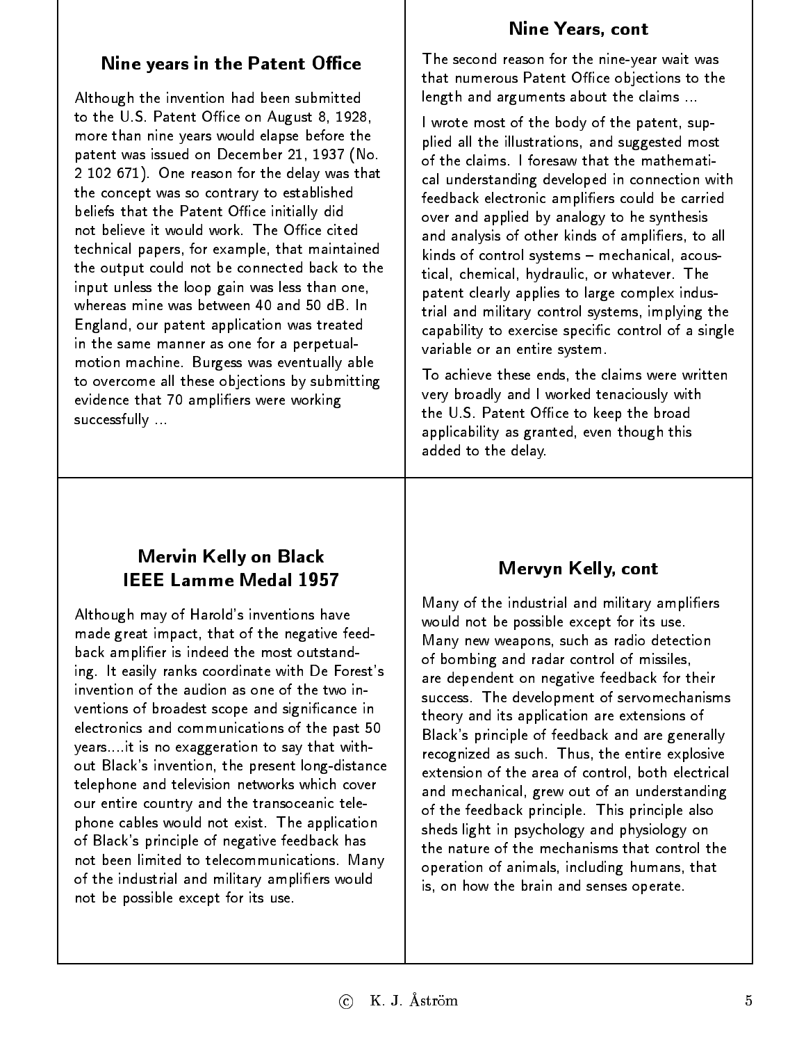## Nine years in the Patent Office

Although the invention had been submitted to the U.S. Patent Office on August 8, 1928, more than nine years would elapse before the patent was issued on December 21, 1937 (No. 2 102 671). One reason for the delay was that the concept was so contrary to established beliefs that the Patent Office initially did not believe it would work. The Office cited technical papers, for example, that maintained the output could not be connected back to the input unless the loop gain was less than one, whereas mine was between 40 and 50 dB. In England, our patent application was treated in the same manner as one for a perpetual-motion machine. Burgess was eventually able to overcome all these objections by submitting evidence that 70 amplifiers were working successfully ...

## Nine Years, cont

The second reason for the nine-year wait was that numerous Patent Office objections to the length and arguments about the claims ...

I wrote most of the body of the patent, supplied all the illustrations, and suggested most of the claims. I foresaw that the mathematical understanding developed in connection with feedback electronic amplifiers could be carried over and applied by analogy to he synthesis and analysis of other kinds of amplifiers, to all kinds of control systems – mechanical, acoustical, chemical, hydraulic, or whatever. The patent clearly applies to large complex industrial and military control systems, implying the capability to exercise specific control of a single variable or an entire system.

To achieve these ends, the claims were written very broadly and I worked tenaciously with the U.S. Patent Office to keep the broad applicability as granted, even though this added to the delay.

## Mervin Kelly on Black IEEE Lamme Medal 1957

Although may of Harold's inventions have made great impact, that of the negative feedback amplifier is indeed the most outstanding. It easily ranks coordinate with De Forest's invention of the audion as one of the two inventions of broadest scope and significance in electronics and communications of the past 50 years....it is no exaggeration to say that without Black's invention, the present long-distance telephone and television networks which cover our entire country and the transoceanic telephone cables would not exist. The application of Black's principle of negative feedback has not been limited to telecommunications. Many of the industrial and military amplifiers would not be possible except for its use.

## Mervyn Kelly, cont

Many of the industrial and military amplifiers would not be possible except for its use. Many new weapons, such as radio detection of bombing and radar control of missiles, are dependent on negative feedback for their success. The development of servomechanisms theory and its application are extensions of Black's principle of feedback and are generally recognized as such. Thus, the entire explosive extension of the area of control, both electrical and mechanical, grew out of an understanding of the feedback principle. This principle also sheds light in psychology and physiology on the nature of the mechanisms that control the operation of animals, including humans, that is, on how the brain and senses operate.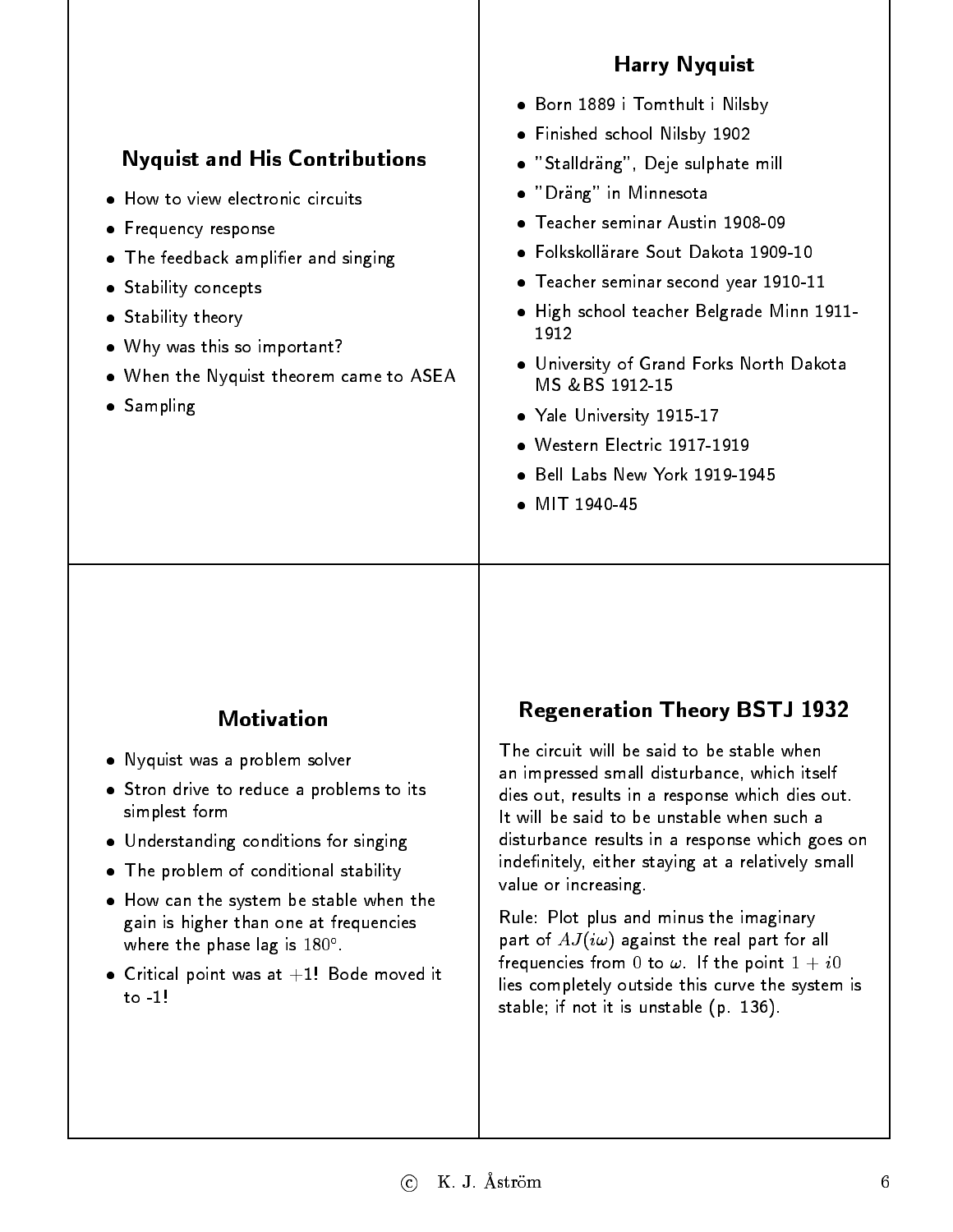## Nyquist and His Contributions

- How to view electronic circuits
- Frequency response
- The feedback amplifier and singing
- Stability concepts
- Stability theory
- Why was this so important?
- When the Nyquist theorem came to ASEA
- Sampling

## Harry Nyquist

- Born 1889 i Tomthult i Nilsby
- Finished school Nilsby 1902
- "Stalldräng", Deje sulphate mill
- "Dräng" in Minnesota
- Teacher seminar Austin 1908-09
- Folkskollärare Sout Dakota 1909-10
- Teacher seminar second year 1910-11
- High school teacher Belgrade Minn 1911-1912
- University of Grand Forks North Dakota MS &BS 1912-15
- Yale University 1915-17
- Western Electric 1917-1919
- Bell Labs New York 1919-1945
- MIT 1940-45

## Motivation

- Nyquist was a problem solver
- Stron drive to reduce a problems to its simplest form
- Understanding conditions for singing
- The problem of conditional stability
- How can the system be stable when the gain is higher than one at frequencies where the phase lag is $180°$.
- Critical point was at $+1$! Bode moved it to -1!

## Regeneration Theory BSTJ 1932

The circuit will be said to be stable when an impressed small disturbance, which itself dies out, results in a response which dies out. It will be said to be unstable when such a disturbance results in a response which goes on indefinitely, either staying at a relatively small value or increasing.

Rule: Plot plus and minus the imaginary part of $AJ(i\omega)$ against the real part for all frequencies from $0$ to $\omega$. If the point $1 + i0$ lies completely outside this curve the system is stable; if not it is unstable (p. 136).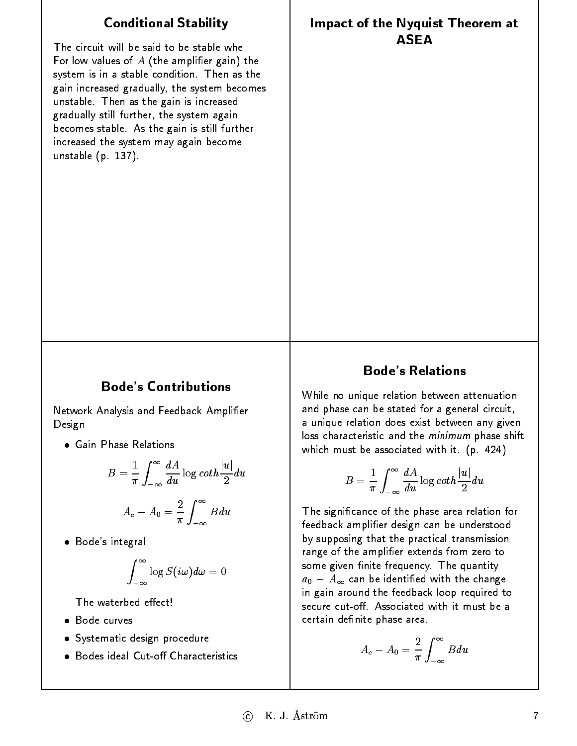## Conditional Stability

The circuit will be said to be stable whe
For low values of $A$ (the amplifier gain) the system is in a stable condition. Then as the gain increased gradually, the system becomes unstable. Then as the gain is increased gradually still further, the system again becomes stable. As the gain is still further increased the system may again become unstable (p. 137).

## Impact of the Nyquist Theorem at ASEA

## Bode's Contributions

Network Analysis and Feedback Amplifier Design

- Gain Phase Relations

$$B = \frac{1}{\pi}\int_{-\infty}^{\infty} \frac{dA}{du} \log coth \frac{|u|}{2} du$$

$$A_c - A_0 = \frac{2}{\pi}\int_{-\infty}^{\infty} B du$$

- Bode's integral

$$\int_{-\infty}^{\infty} \log S(i\omega) d\omega = 0$$

  The waterbed effect!

- Bode curves
- Systematic design procedure
- Bodes ideal Cut-off Characteristics

## Bode's Relations

While no unique relation between attenuation and phase can be stated for a general circuit, a unique relation does exist between any given loss characteristic and the *minimum* phase shift which must be associated with it. (p. 424)

$$B = \frac{1}{\pi}\int_{-\infty}^{\infty} \frac{dA}{du} \log coth \frac{|u|}{2} du$$

The significance of the phase area relation for feedback amplifier design can be understood by supposing that the practical transmission range of the amplifier extends from zero to some given finite frequency. The quantity $a_0 - A_\infty$ can be identified with the change in gain around the feedback loop required to secure cut-off. Associated with it must be a certain definite phase area.

$$A_c - A_0 = \frac{2}{\pi}\int_{-\infty}^{\infty} B du$$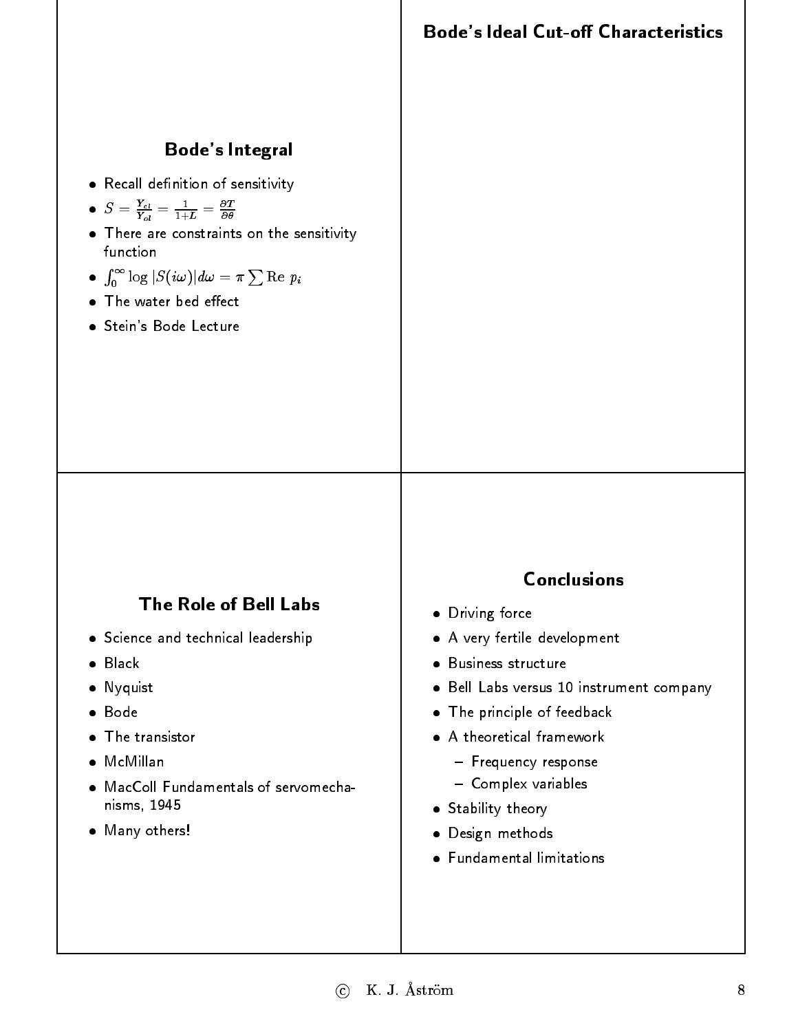## Bode's Integral

- Recall definition of sensitivity
- $S = \frac{Y_{cl}}{Y_{ol}} = \frac{1}{1+L} = \frac{\partial T}{\partial \theta}$
- There are constraints on the sensitivity function
- $\int_0^\infty \log |S(i\omega)| d\omega = \pi \sum \text{Re } p_i$
- The water bed effect
- Stein's Bode Lecture

## Bode's Ideal Cut-off Characteristics

## The Role of Bell Labs

- Science and technical leadership
- Black
- Nyquist
- Bode
- The transistor
- McMillan
- MacColl Fundamentals of servomechanisms, 1945
- Many others!

## Conclusions

- Driving force
- A very fertile development
- Business structure
- Bell Labs versus 10 instrument company
- The principle of feedback
- A theoretical framework
  - Frequency response
  - Complex variables
- Stability theory
- Design methods
- Fundamental limitations